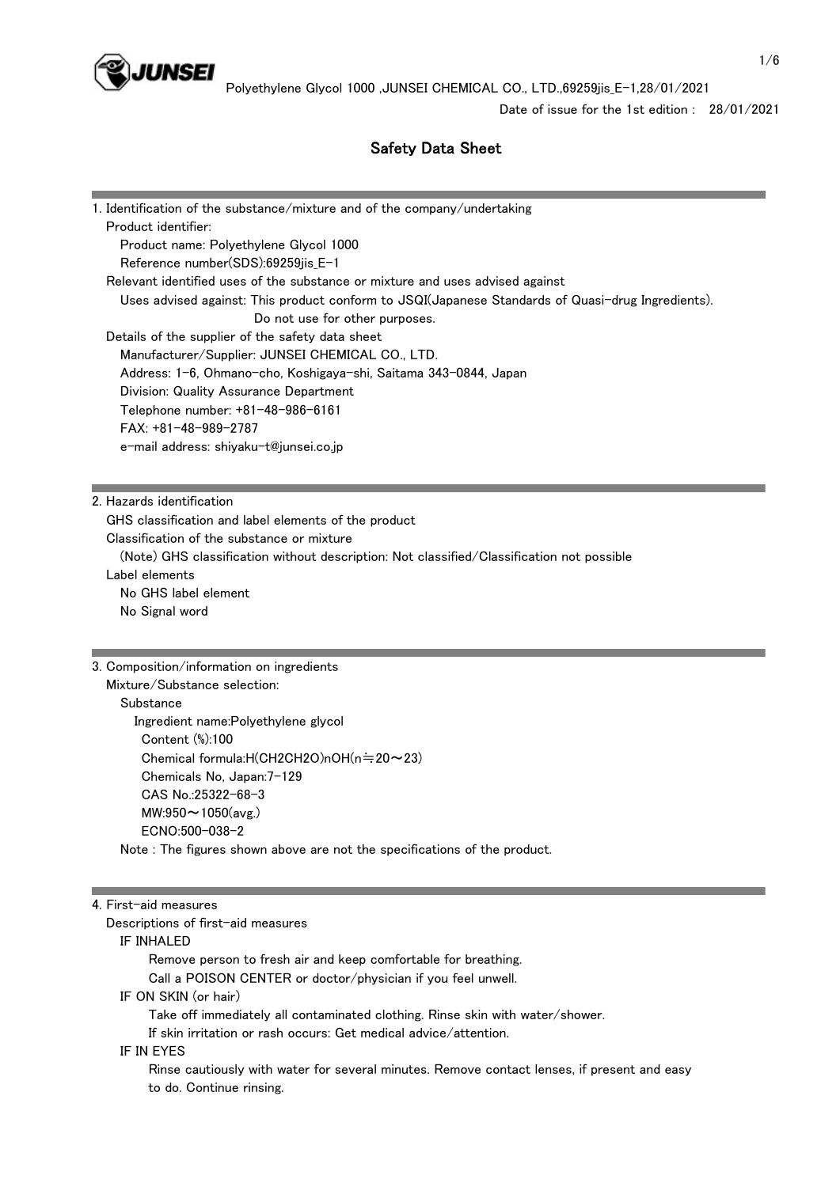Date of issue for the 1st edition : 28/01/2021

# Safety Data Sheet

## 1. Identification of the substance/mixture and of the company/undertaking

Product identifier:

Product name: Polyethylene Glycol 1000

Reference number(SDS):69259jis_E-1

Relevant identified uses of the substance or mixture and uses advised against

Uses advised against: This product conform to JSQI(Japanese Standards of Quasi-drug Ingredients).
Do not use for other purposes.

Details of the supplier of the safety data sheet

Manufacturer/Supplier: JUNSEI CHEMICAL CO., LTD.

Address: 1-6, Ohmano-cho, Koshigaya-shi, Saitama 343-0844, Japan

Division: Quality Assurance Department

Telephone number: +81-48-986-6161

FAX: +81-48-989-2787

e-mail address: shiyaku-t@junsei.co.jp

## 2. Hazards identification

GHS classification and label elements of the product

Classification of the substance or mixture

(Note) GHS classification without description: Not classified/Classification not possible

Label elements

No GHS label element

No Signal word

## 3. Composition/information on ingredients

Mixture/Substance selection:

Substance

Ingredient name:Polyethylene glycol

Content (%):100

Chemical formula:$H(CH_2CH_2O)_nOH$(n≒20～23)

Chemicals No, Japan:7-129

CAS No.:25322-68-3

MW:950～1050(avg.)

ECNO:500-038-2

Note : The figures shown above are not the specifications of the product.

## 4. First-aid measures

Descriptions of first-aid measures

IF INHALED

Remove person to fresh air and keep comfortable for breathing.
Call a POISON CENTER or doctor/physician if you feel unwell.

IF ON SKIN (or hair)

Take off immediately all contaminated clothing. Rinse skin with water/shower.
If skin irritation or rash occurs: Get medical advice/attention.

IF IN EYES

Rinse cautiously with water for several minutes. Remove contact lenses, if present and easy to do. Continue rinsing.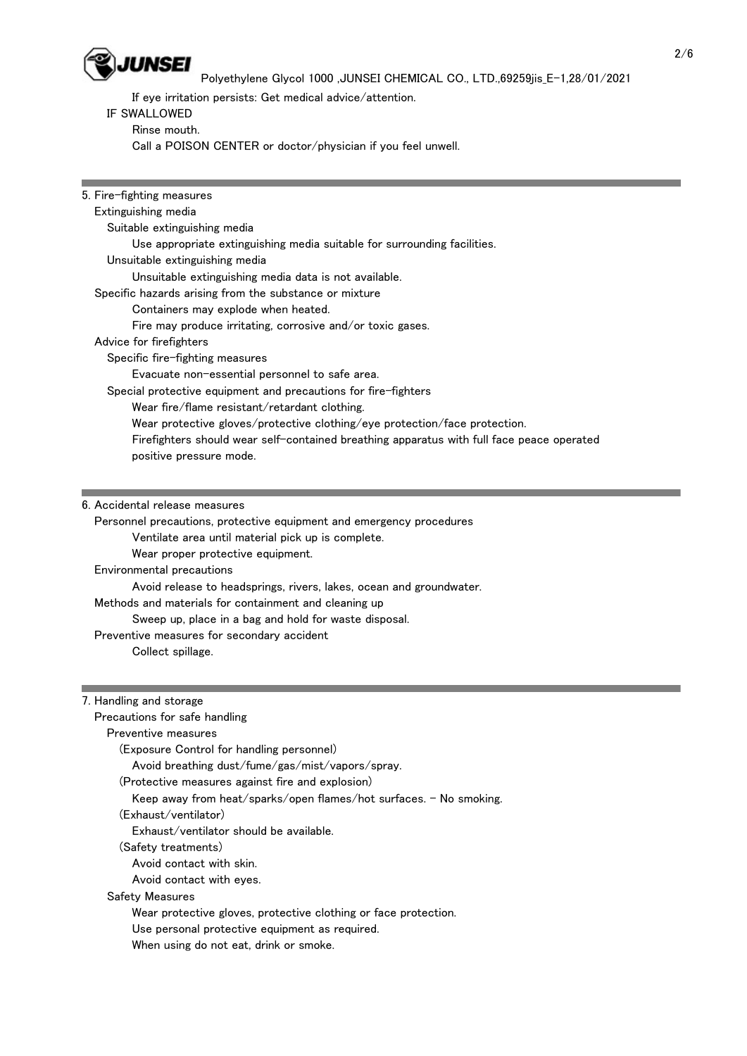If eye irritation persists: Get medical advice/attention.

IF SWALLOWED

Rinse mouth.

Call a POISON CENTER or doctor/physician if you feel unwell.

## 5. Fire-fighting measures

### Extinguishing media

#### Suitable extinguishing media

Use appropriate extinguishing media suitable for surrounding facilities.

#### Unsuitable extinguishing media

Unsuitable extinguishing media data is not available.

### Specific hazards arising from the substance or mixture

Containers may explode when heated.

Fire may produce irritating, corrosive and/or toxic gases.

### Advice for firefighters

#### Specific fire-fighting measures

Evacuate non-essential personnel to safe area.

#### Special protective equipment and precautions for fire-fighters

Wear fire/flame resistant/retardant clothing.

Wear protective gloves/protective clothing/eye protection/face protection.

Firefighters should wear self-contained breathing apparatus with full face peace operated positive pressure mode.

## 6. Accidental release measures

### Personnel precautions, protective equipment and emergency procedures

Ventilate area until material pick up is complete.

Wear proper protective equipment.

### Environmental precautions

Avoid release to headsprings, rivers, lakes, ocean and groundwater.

### Methods and materials for containment and cleaning up

Sweep up, place in a bag and hold for waste disposal.

### Preventive measures for secondary accident

Collect spillage.

## 7. Handling and storage

### Precautions for safe handling

#### Preventive measures

(Exposure Control for handling personnel)

Avoid breathing dust/fume/gas/mist/vapors/spray.

(Protective measures against fire and explosion)

Keep away from heat/sparks/open flames/hot surfaces. - No smoking.

(Exhaust/ventilator)

Exhaust/ventilator should be available.

(Safety treatments)

Avoid contact with skin.

Avoid contact with eyes.

#### Safety Measures

Wear protective gloves, protective clothing or face protection.

Use personal protective equipment as required.

When using do not eat, drink or smoke.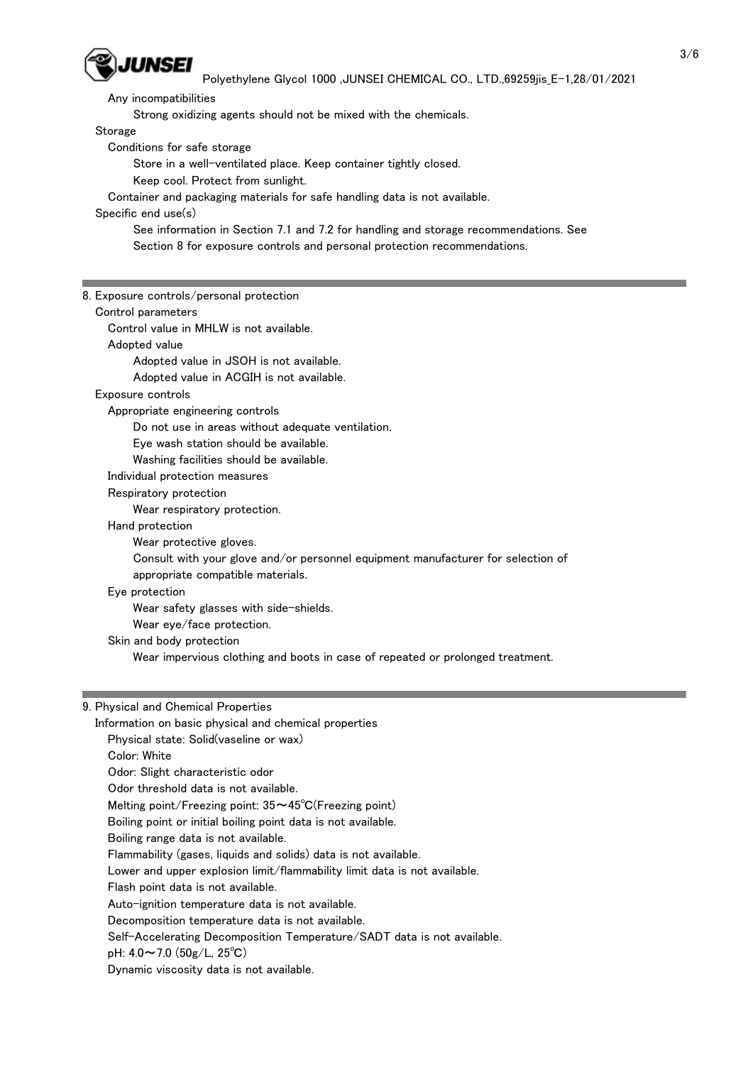Any incompatibilities

Strong oxidizing agents should not be mixed with the chemicals.

Storage

Conditions for safe storage

Store in a well-ventilated place. Keep container tightly closed.

Keep cool. Protect from sunlight.

Container and packaging materials for safe handling data is not available.

Specific end use(s)

See information in Section 7.1 and 7.2 for handling and storage recommendations. See Section 8 for exposure controls and personal protection recommendations.

## 8. Exposure controls/personal protection

Control parameters

Control value in MHLW is not available.

Adopted value

Adopted value in JSOH is not available.

Adopted value in ACGIH is not available.

Exposure controls

Appropriate engineering controls

Do not use in areas without adequate ventilation.

Eye wash station should be available.

Washing facilities should be available.

Individual protection measures

Respiratory protection

Wear respiratory protection.

Hand protection

Wear protective gloves.

Consult with your glove and/or personnel equipment manufacturer for selection of appropriate compatible materials.

Eye protection

Wear safety glasses with side-shields.

Wear eye/face protection.

Skin and body protection

Wear impervious clothing and boots in case of repeated or prolonged treatment.

## 9. Physical and Chemical Properties

Information on basic physical and chemical properties

Physical state: Solid(vaseline or wax)

Color: White

Odor: Slight characteristic odor

Odor threshold data is not available.

Melting point/Freezing point: 35～45℃(Freezing point)

Boiling point or initial boiling point data is not available.

Boiling range data is not available.

Flammability (gases, liquids and solids) data is not available.

Lower and upper explosion limit/flammability limit data is not available.

Flash point data is not available.

Auto-ignition temperature data is not available.

Decomposition temperature data is not available.

Self-Accelerating Decomposition Temperature/SADT data is not available.

pH: 4.0～7.0 (50g/L, 25℃)

Dynamic viscosity data is not available.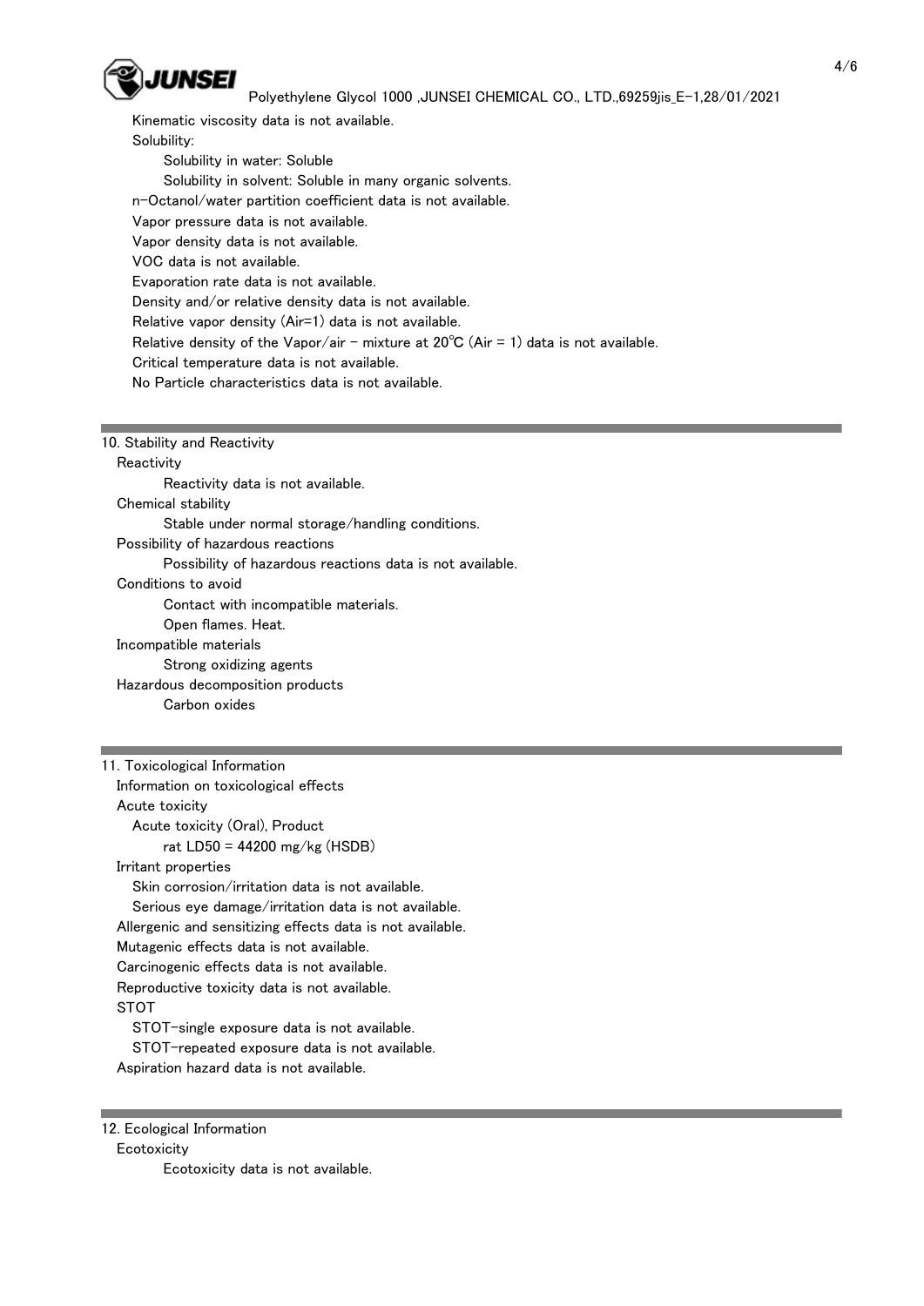Kinematic viscosity data is not available.

Solubility:

Solubility in water: Soluble

Solubility in solvent: Soluble in many organic solvents.

n-Octanol/water partition coefficient data is not available.

Vapor pressure data is not available.

Vapor density data is not available.

VOC data is not available.

Evaporation rate data is not available.

Density and/or relative density data is not available.

Relative vapor density (Air=1) data is not available.

Relative density of the Vapor/air - mixture at 20℃ (Air = 1) data is not available.

Critical temperature data is not available.

No Particle characteristics data is not available.

## 10. Stability and Reactivity

Reactivity

Reactivity data is not available.

Chemical stability

Stable under normal storage/handling conditions.

Possibility of hazardous reactions

Possibility of hazardous reactions data is not available.

Conditions to avoid

Contact with incompatible materials.

Open flames. Heat.

Incompatible materials

Strong oxidizing agents

Hazardous decomposition products

Carbon oxides

## 11. Toxicological Information

Information on toxicological effects

Acute toxicity

Acute toxicity (Oral), Product

rat LD50 = 44200 mg/kg (HSDB)

Irritant properties

Skin corrosion/irritation data is not available.

Serious eye damage/irritation data is not available.

Allergenic and sensitizing effects data is not available.

Mutagenic effects data is not available.

Carcinogenic effects data is not available.

Reproductive toxicity data is not available.

STOT

STOT-single exposure data is not available.

STOT-repeated exposure data is not available.

Aspiration hazard data is not available.

## 12. Ecological Information

Ecotoxicity

Ecotoxicity data is not available.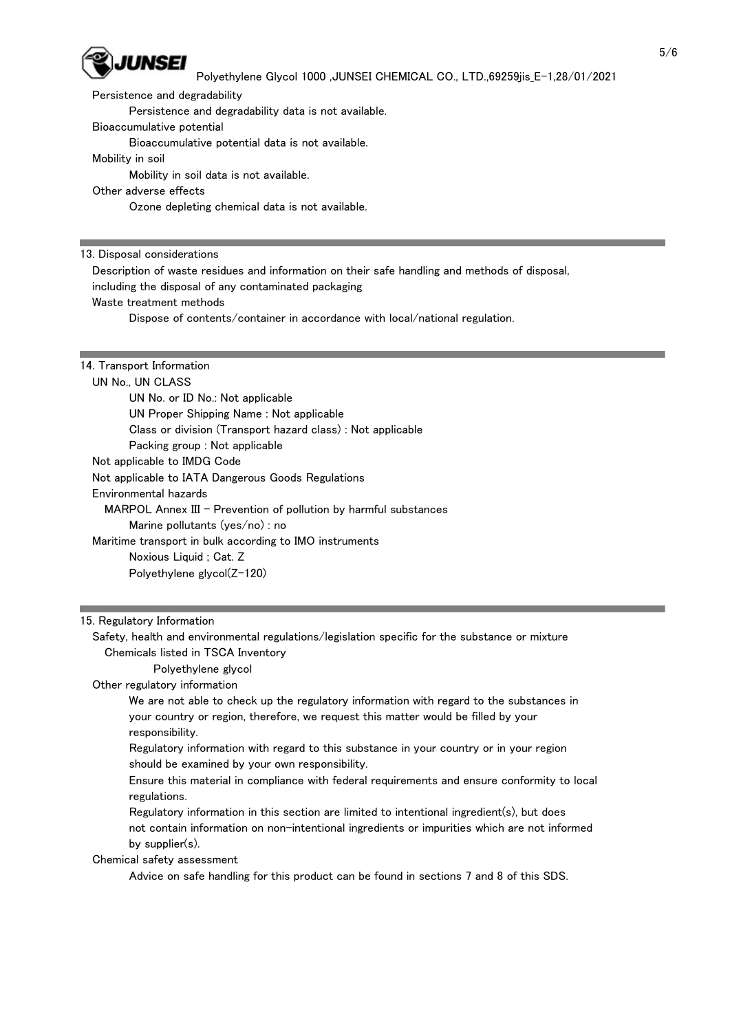Persistence and degradability

Persistence and degradability data is not available.

Bioaccumulative potential

Bioaccumulative potential data is not available.

Mobility in soil

Mobility in soil data is not available.

Other adverse effects

Ozone depleting chemical data is not available.

## 13. Disposal considerations

Description of waste residues and information on their safe handling and methods of disposal, including the disposal of any contaminated packaging

Waste treatment methods

Dispose of contents/container in accordance with local/national regulation.

## 14. Transport Information

UN No., UN CLASS

UN No. or ID No.: Not applicable

UN Proper Shipping Name : Not applicable

Class or division (Transport hazard class) : Not applicable

Packing group : Not applicable

Not applicable to IMDG Code

Not applicable to IATA Dangerous Goods Regulations

Environmental hazards

MARPOL Annex III - Prevention of pollution by harmful substances

Marine pollutants (yes/no) : no

Maritime transport in bulk according to IMO instruments

Noxious Liquid ; Cat. Z

Polyethylene glycol(Z-120)

## 15. Regulatory Information

Safety, health and environmental regulations/legislation specific for the substance or mixture

Chemicals listed in TSCA Inventory

Polyethylene glycol

Other regulatory information

We are not able to check up the regulatory information with regard to the substances in your country or region, therefore, we request this matter would be filled by your responsibility.

Regulatory information with regard to this substance in your country or in your region should be examined by your own responsibility.

Ensure this material in compliance with federal requirements and ensure conformity to local regulations.

Regulatory information in this section are limited to intentional ingredient(s), but does not contain information on non-intentional ingredients or impurities which are not informed by supplier(s).

Chemical safety assessment

Advice on safe handling for this product can be found in sections 7 and 8 of this SDS.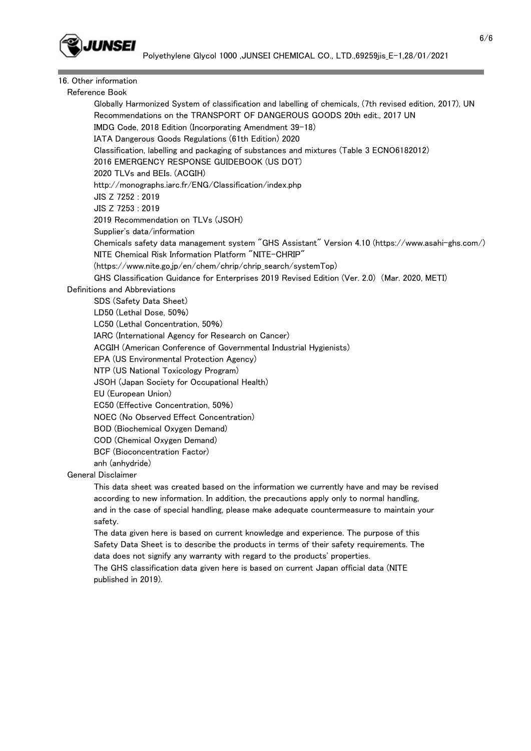## 16. Other information

### Reference Book

Globally Harmonized System of classification and labelling of chemicals, (7th revised edition, 2017), UN
Recommendations on the TRANSPORT OF DANGEROUS GOODS 20th edit., 2017 UN
IMDG Code, 2018 Edition (Incorporating Amendment 39-18)
IATA Dangerous Goods Regulations (61th Edition) 2020
Classification, labelling and packaging of substances and mixtures (Table 3 ECNO6182012)
2016 EMERGENCY RESPONSE GUIDEBOOK (US DOT)
2020 TLVs and BEIs. (ACGIH)
http://monographs.iarc.fr/ENG/Classification/index.php
JIS Z 7252 : 2019
JIS Z 7253 : 2019
2019 Recommendation on TLVs (JSOH)
Supplier's data/information
Chemicals safety data management system "GHS Assistant" Version 4.10 (https://www.asahi-ghs.com/)
NITE Chemical Risk Information Platform "NITE-CHRIP"
(https://www.nite.go.jp/en/chem/chrip/chrip_search/systemTop)
GHS Classification Guidance for Enterprises 2019 Revised Edition (Ver. 2.0) (Mar. 2020, METI)

### Definitions and Abbreviations

SDS (Safety Data Sheet)
LD50 (Lethal Dose, 50%)
LC50 (Lethal Concentration, 50%)
IARC (International Agency for Research on Cancer)
ACGIH (American Conference of Governmental Industrial Hygienists)
EPA (US Environmental Protection Agency)
NTP (US National Toxicology Program)
JSOH (Japan Society for Occupational Health)
EU (European Union)
EC50 (Effective Concentration, 50%)
NOEC (No Observed Effect Concentration)
BOD (Biochemical Oxygen Demand)
COD (Chemical Oxygen Demand)
BCF (Bioconcentration Factor)
anh (anhydride)

### General Disclaimer

This data sheet was created based on the information we currently have and may be revised according to new information. In addition, the precautions apply only to normal handling, and in the case of special handling, please make adequate countermeasure to maintain your safety.

The data given here is based on current knowledge and experience. The purpose of this Safety Data Sheet is to describe the products in terms of their safety requirements. The data does not signify any warranty with regard to the products' properties.

The GHS classification data given here is based on current Japan official data (NITE published in 2019).